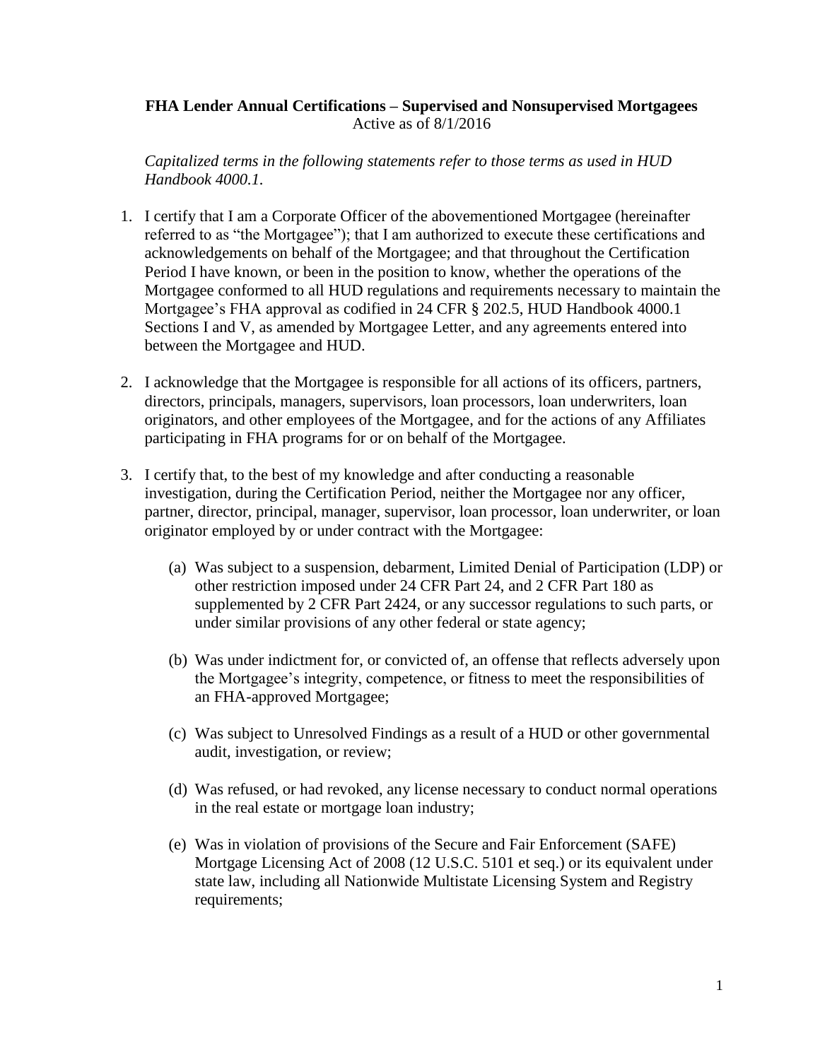**FHA Lender Annual Certifications – Supervised and Nonsupervised Mortgagees**
Active as of 8/1/2016

*Capitalized terms in the following statements refer to those terms as used in HUD Handbook 4000.1.*

1. I certify that I am a Corporate Officer of the abovementioned Mortgagee (hereinafter referred to as "the Mortgagee"); that I am authorized to execute these certifications and acknowledgements on behalf of the Mortgagee; and that throughout the Certification Period I have known, or been in the position to know, whether the operations of the Mortgagee conformed to all HUD regulations and requirements necessary to maintain the Mortgagee's FHA approval as codified in 24 CFR § 202.5, HUD Handbook 4000.1 Sections I and V, as amended by Mortgagee Letter, and any agreements entered into between the Mortgagee and HUD.

2. I acknowledge that the Mortgagee is responsible for all actions of its officers, partners, directors, principals, managers, supervisors, loan processors, loan underwriters, loan originators, and other employees of the Mortgagee, and for the actions of any Affiliates participating in FHA programs for or on behalf of the Mortgagee.

3. I certify that, to the best of my knowledge and after conducting a reasonable investigation, during the Certification Period, neither the Mortgagee nor any officer, partner, director, principal, manager, supervisor, loan processor, loan underwriter, or loan originator employed by or under contract with the Mortgagee:

   (a) Was subject to a suspension, debarment, Limited Denial of Participation (LDP) or other restriction imposed under 24 CFR Part 24, and 2 CFR Part 180 as supplemented by 2 CFR Part 2424, or any successor regulations to such parts, or under similar provisions of any other federal or state agency;

   (b) Was under indictment for, or convicted of, an offense that reflects adversely upon the Mortgagee's integrity, competence, or fitness to meet the responsibilities of an FHA-approved Mortgagee;

   (c) Was subject to Unresolved Findings as a result of a HUD or other governmental audit, investigation, or review;

   (d) Was refused, or had revoked, any license necessary to conduct normal operations in the real estate or mortgage loan industry;

   (e) Was in violation of provisions of the Secure and Fair Enforcement (SAFE) Mortgage Licensing Act of 2008 (12 U.S.C. 5101 et seq.) or its equivalent under state law, including all Nationwide Multistate Licensing System and Registry requirements;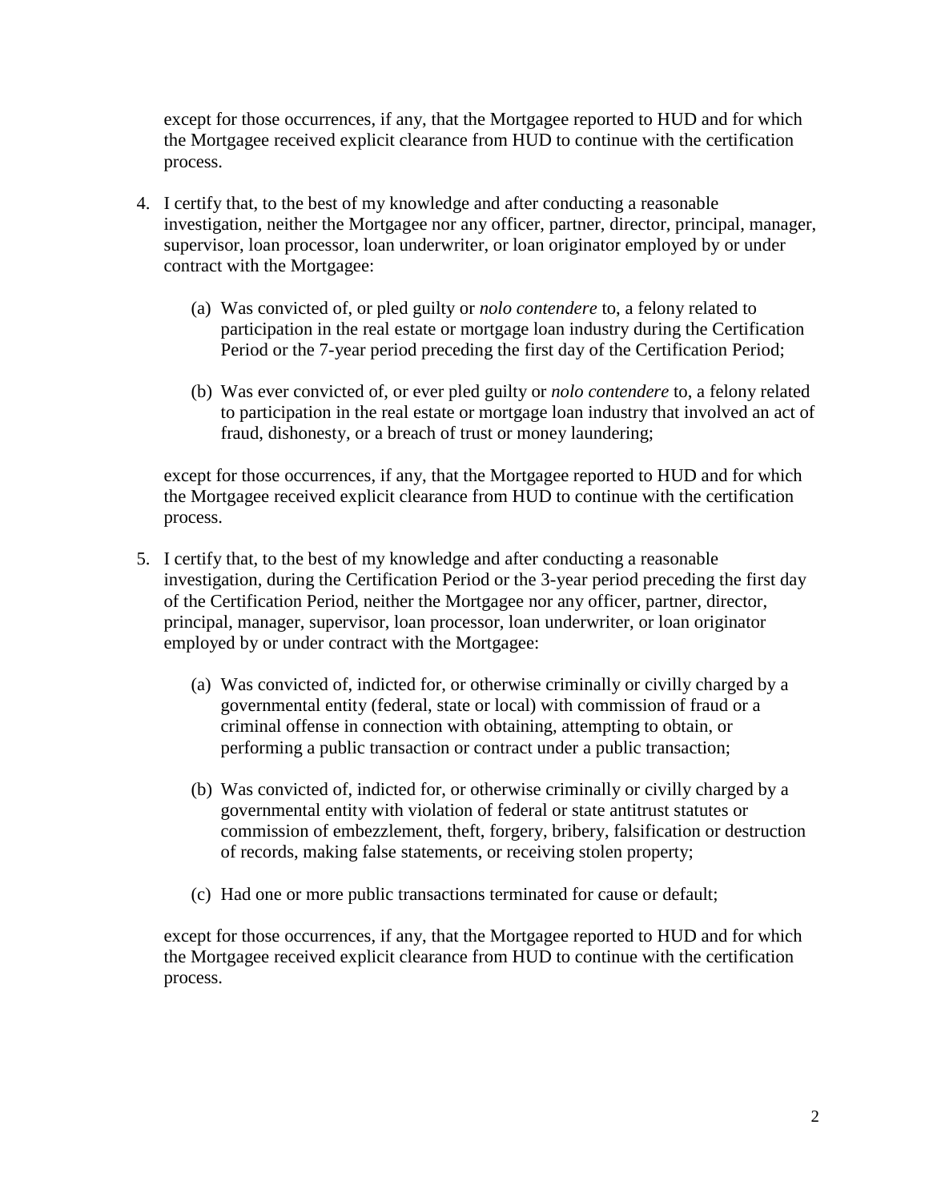except for those occurrences, if any, that the Mortgagee reported to HUD and for which the Mortgagee received explicit clearance from HUD to continue with the certification process.

4. I certify that, to the best of my knowledge and after conducting a reasonable investigation, neither the Mortgagee nor any officer, partner, director, principal, manager, supervisor, loan processor, loan underwriter, or loan originator employed by or under contract with the Mortgagee:

   (a) Was convicted of, or pled guilty or *nolo contendere* to, a felony related to participation in the real estate or mortgage loan industry during the Certification Period or the 7-year period preceding the first day of the Certification Period;

   (b) Was ever convicted of, or ever pled guilty or *nolo contendere* to, a felony related to participation in the real estate or mortgage loan industry that involved an act of fraud, dishonesty, or a breach of trust or money laundering;

   except for those occurrences, if any, that the Mortgagee reported to HUD and for which the Mortgagee received explicit clearance from HUD to continue with the certification process.

5. I certify that, to the best of my knowledge and after conducting a reasonable investigation, during the Certification Period or the 3-year period preceding the first day of the Certification Period, neither the Mortgagee nor any officer, partner, director, principal, manager, supervisor, loan processor, loan underwriter, or loan originator employed by or under contract with the Mortgagee:

   (a) Was convicted of, indicted for, or otherwise criminally or civilly charged by a governmental entity (federal, state or local) with commission of fraud or a criminal offense in connection with obtaining, attempting to obtain, or performing a public transaction or contract under a public transaction;

   (b) Was convicted of, indicted for, or otherwise criminally or civilly charged by a governmental entity with violation of federal or state antitrust statutes or commission of embezzlement, theft, forgery, bribery, falsification or destruction of records, making false statements, or receiving stolen property;

   (c) Had one or more public transactions terminated for cause or default;

   except for those occurrences, if any, that the Mortgagee reported to HUD and for which the Mortgagee received explicit clearance from HUD to continue with the certification process.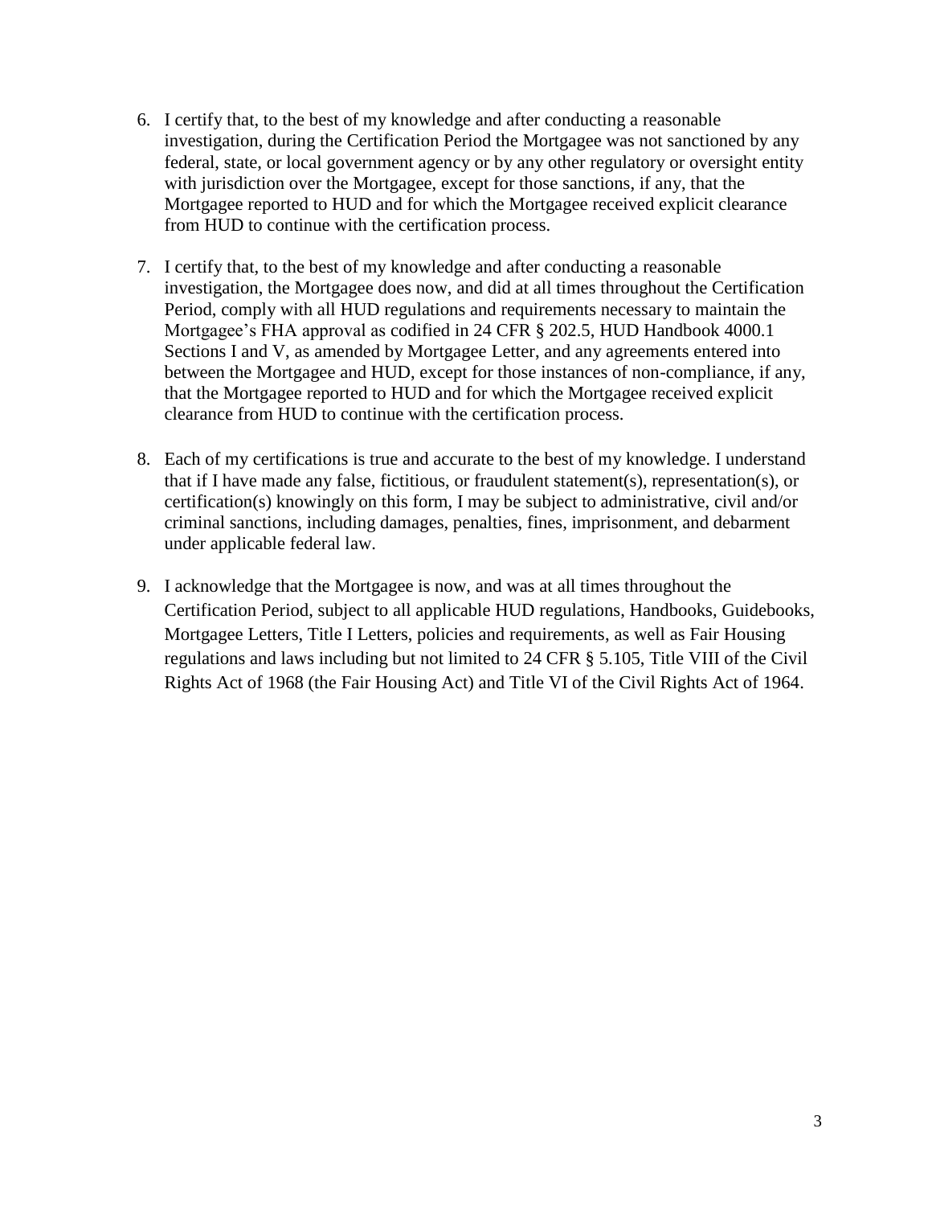6. I certify that, to the best of my knowledge and after conducting a reasonable investigation, during the Certification Period the Mortgagee was not sanctioned by any federal, state, or local government agency or by any other regulatory or oversight entity with jurisdiction over the Mortgagee, except for those sanctions, if any, that the Mortgagee reported to HUD and for which the Mortgagee received explicit clearance from HUD to continue with the certification process.

7. I certify that, to the best of my knowledge and after conducting a reasonable investigation, the Mortgagee does now, and did at all times throughout the Certification Period, comply with all HUD regulations and requirements necessary to maintain the Mortgagee's FHA approval as codified in 24 CFR § 202.5, HUD Handbook 4000.1 Sections I and V, as amended by Mortgagee Letter, and any agreements entered into between the Mortgagee and HUD, except for those instances of non-compliance, if any, that the Mortgagee reported to HUD and for which the Mortgagee received explicit clearance from HUD to continue with the certification process.

8. Each of my certifications is true and accurate to the best of my knowledge. I understand that if I have made any false, fictitious, or fraudulent statement(s), representation(s), or certification(s) knowingly on this form, I may be subject to administrative, civil and/or criminal sanctions, including damages, penalties, fines, imprisonment, and debarment under applicable federal law.

9. I acknowledge that the Mortgagee is now, and was at all times throughout the Certification Period, subject to all applicable HUD regulations, Handbooks, Guidebooks, Mortgagee Letters, Title I Letters, policies and requirements, as well as Fair Housing regulations and laws including but not limited to 24 CFR § 5.105, Title VIII of the Civil Rights Act of 1968 (the Fair Housing Act) and Title VI of the Civil Rights Act of 1964.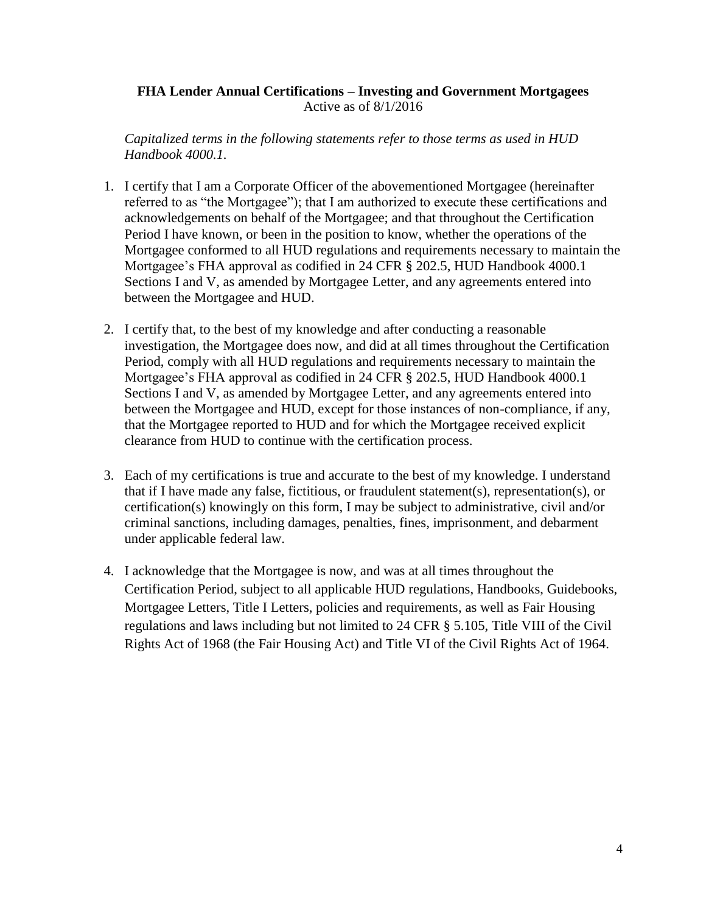**FHA Lender Annual Certifications – Investing and Government Mortgagees**
Active as of 8/1/2016

*Capitalized terms in the following statements refer to those terms as used in HUD Handbook 4000.1.*

1. I certify that I am a Corporate Officer of the abovementioned Mortgagee (hereinafter referred to as "the Mortgagee"); that I am authorized to execute these certifications and acknowledgements on behalf of the Mortgagee; and that throughout the Certification Period I have known, or been in the position to know, whether the operations of the Mortgagee conformed to all HUD regulations and requirements necessary to maintain the Mortgagee's FHA approval as codified in 24 CFR § 202.5, HUD Handbook 4000.1 Sections I and V, as amended by Mortgagee Letter, and any agreements entered into between the Mortgagee and HUD.

2. I certify that, to the best of my knowledge and after conducting a reasonable investigation, the Mortgagee does now, and did at all times throughout the Certification Period, comply with all HUD regulations and requirements necessary to maintain the Mortgagee's FHA approval as codified in 24 CFR § 202.5, HUD Handbook 4000.1 Sections I and V, as amended by Mortgagee Letter, and any agreements entered into between the Mortgagee and HUD, except for those instances of non-compliance, if any, that the Mortgagee reported to HUD and for which the Mortgagee received explicit clearance from HUD to continue with the certification process.

3. Each of my certifications is true and accurate to the best of my knowledge. I understand that if I have made any false, fictitious, or fraudulent statement(s), representation(s), or certification(s) knowingly on this form, I may be subject to administrative, civil and/or criminal sanctions, including damages, penalties, fines, imprisonment, and debarment under applicable federal law.

4. I acknowledge that the Mortgagee is now, and was at all times throughout the Certification Period, subject to all applicable HUD regulations, Handbooks, Guidebooks, Mortgagee Letters, Title I Letters, policies and requirements, as well as Fair Housing regulations and laws including but not limited to 24 CFR § 5.105, Title VIII of the Civil Rights Act of 1968 (the Fair Housing Act) and Title VI of the Civil Rights Act of 1964.